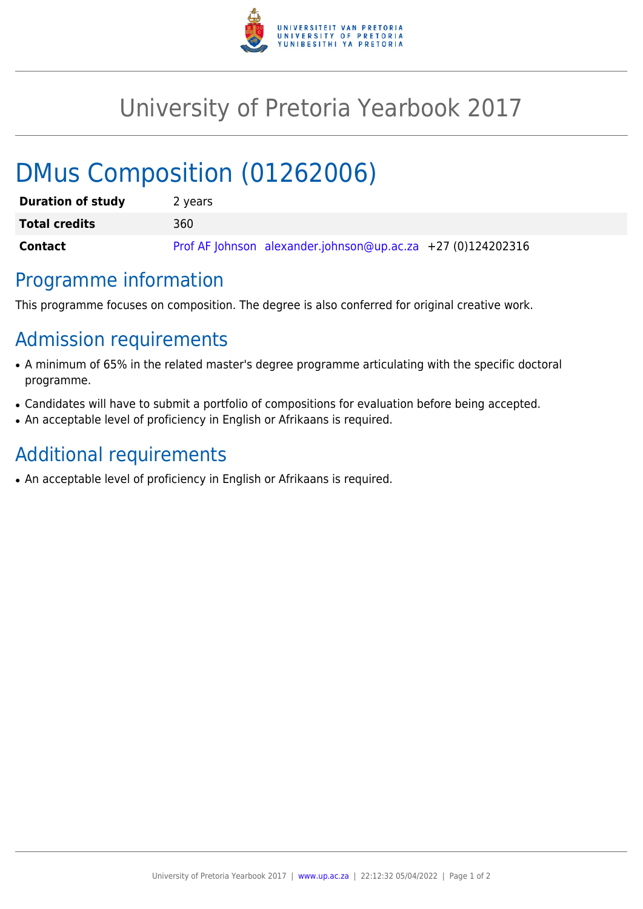# University of Pretoria Yearbook 2017

## DMus Composition (01262006)

| | |
|---|---|
| **Duration of study** | 2 years |
| **Total credits** | 360 |
| **Contact** | Prof AF Johnson alexander.johnson@up.ac.za +27 (0)124202316 |

### Programme information

This programme focuses on composition. The degree is also conferred for original creative work.

### Admission requirements

- A minimum of 65% in the related master's degree programme articulating with the specific doctoral programme.
- Candidates will have to submit a portfolio of compositions for evaluation before being accepted.
- An acceptable level of proficiency in English or Afrikaans is required.

### Additional requirements

- An acceptable level of proficiency in English or Afrikaans is required.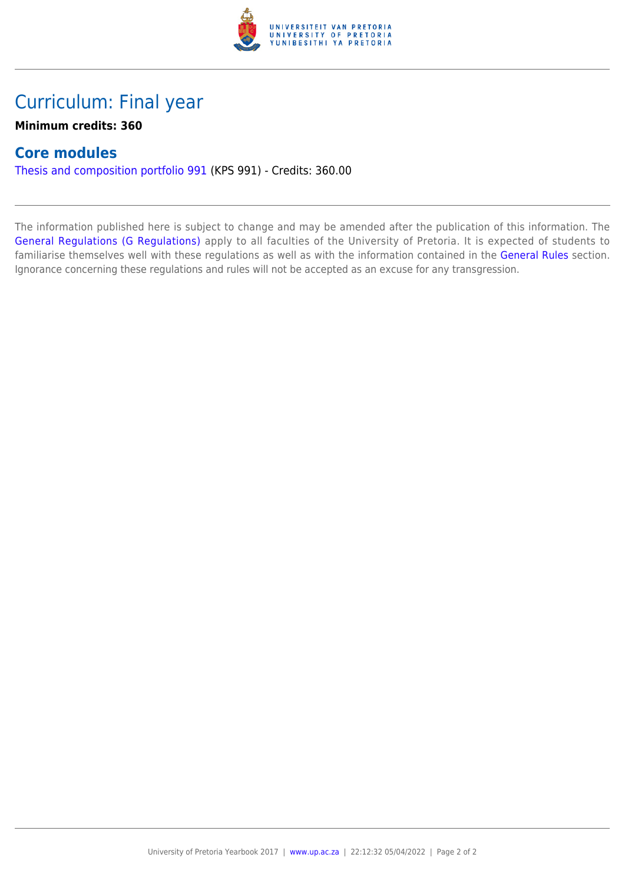## Curriculum: Final year

**Minimum credits: 360**

### Core modules

Thesis and composition portfolio 991 (KPS 991) - Credits: 360.00

The information published here is subject to change and may be amended after the publication of this information. The General Regulations (G Regulations) apply to all faculties of the University of Pretoria. It is expected of students to familiarise themselves well with these regulations as well as with the information contained in the General Rules section. Ignorance concerning these regulations and rules will not be accepted as an excuse for any transgression.